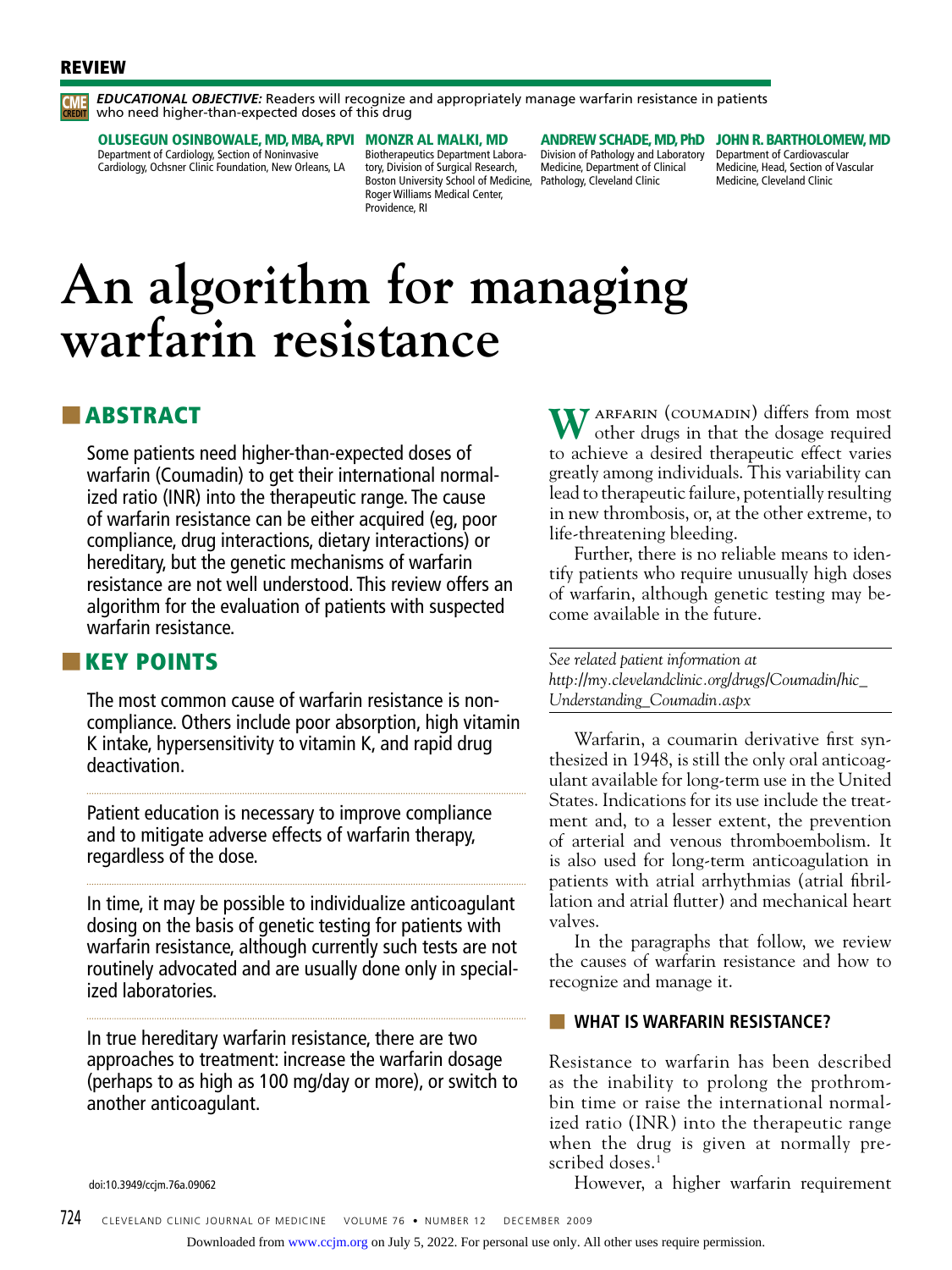REVIEW

CME CREDIT *EDUCATIONAL OBJECTIVE:* Readers will recognize and appropriately manage warfarin resistance in patients who need higher-than-expected doses of this drug

**OLUSEGUN OSINBOWALE, MD, MBA, RPVI**
Department of Cardiology, Section of Noninvasive Cardiology, Ochsner Clinic Foundation, New Orleans, LA

**MONZR AL MALKI, MD**
Biotherapeutics Department Laboratory, Division of Surgical Research, Boston University School of Medicine, Roger Williams Medical Center, Providence, RI

**ANDREW SCHADE, MD, PhD**
Division of Pathology and Laboratory Medicine, Department of Clinical Pathology, Cleveland Clinic

**JOHN R. BARTHOLOMEW, MD**
Department of Cardiovascular Medicine, Head, Section of Vascular Medicine, Cleveland Clinic

# An algorithm for managing warfarin resistance

## ABSTRACT

Some patients need higher-than-expected doses of warfarin (Coumadin) to get their international normalized ratio (INR) into the therapeutic range. The cause of warfarin resistance can be either acquired (eg, poor compliance, drug interactions, dietary interactions) or hereditary, but the genetic mechanisms of warfarin resistance are not well understood. This review offers an algorithm for the evaluation of patients with suspected warfarin resistance.

## KEY POINTS

The most common cause of warfarin resistance is noncompliance. Others include poor absorption, high vitamin K intake, hypersensitivity to vitamin K, and rapid drug deactivation.

Patient education is necessary to improve compliance and to mitigate adverse effects of warfarin therapy, regardless of the dose.

In time, it may be possible to individualize anticoagulant dosing on the basis of genetic testing for patients with warfarin resistance, although currently such tests are not routinely advocated and are usually done only in specialized laboratories.

In true hereditary warfarin resistance, there are two approaches to treatment: increase the warfarin dosage (perhaps to as high as 100 mg/day or more), or switch to another anticoagulant.

doi:10.3949/ccjm.76a.09062

Warfarin (coumadin) differs from most other drugs in that the dosage required to achieve a desired therapeutic effect varies greatly among individuals. This variability can lead to therapeutic failure, potentially resulting in new thrombosis, or, at the other extreme, to life-threatening bleeding.

Further, there is no reliable means to identify patients who require unusually high doses of warfarin, although genetic testing may become available in the future.

*See related patient information at http://my.clevelandclinic.org/drugs/Coumadin/hic_Understanding_Coumadin.aspx*

Warfarin, a coumarin derivative first synthesized in 1948, is still the only oral anticoagulant available for long-term use in the United States. Indications for its use include the treatment and, to a lesser extent, the prevention of arterial and venous thromboembolism. It is also used for long-term anticoagulation in patients with atrial arrhythmias (atrial fibrillation and atrial flutter) and mechanical heart valves.

In the paragraphs that follow, we review the causes of warfarin resistance and how to recognize and manage it.

## WHAT IS WARFARIN RESISTANCE?

Resistance to warfarin has been described as the inability to prolong the prothrombin time or raise the international normalized ratio (INR) into the therapeutic range when the drug is given at normally prescribed doses.[1]

However, a higher warfarin requirement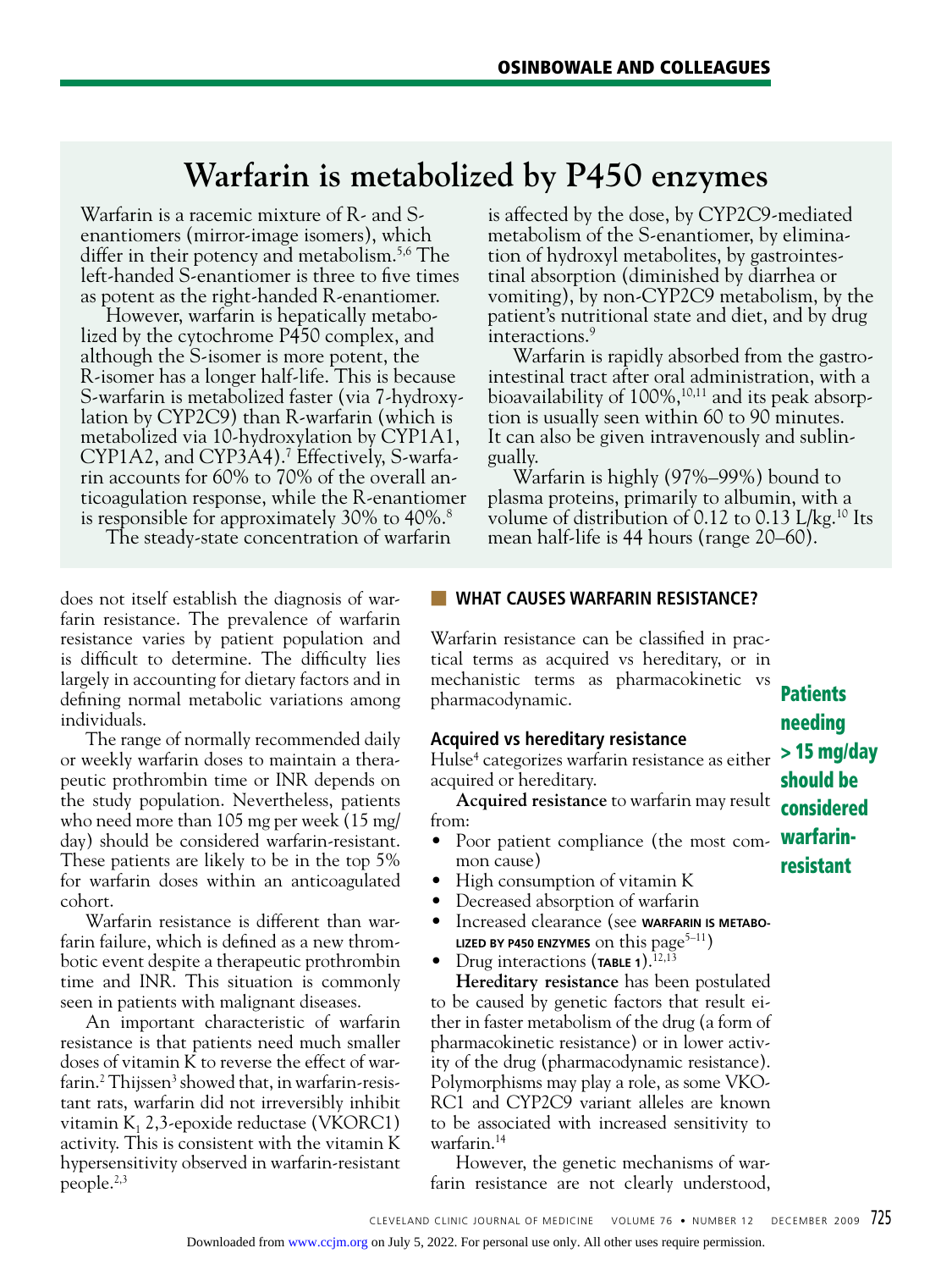## Warfarin is metabolized by P450 enzymes

Warfarin is a racemic mixture of R- and S-enantiomers (mirror-image isomers), which differ in their potency and metabolism.[5,6] The left-handed S-enantiomer is three to five times as potent as the right-handed R-enantiomer.

However, warfarin is hepatically metabolized by the cytochrome P450 complex, and although the S-isomer is more potent, the R-isomer has a longer half-life. This is because S-warfarin is metabolized faster (via 7-hydroxylation by CYP2C9) than R-warfarin (which is metabolized via 10-hydroxylation by CYP1A1, CYP1A2, and CYP3A4).[7] Effectively, S-warfarin accounts for 60% to 70% of the overall anticoagulation response, while the R-enantiomer is responsible for approximately 30% to 40%.[8]

The steady-state concentration of warfarin is affected by the dose, by CYP2C9-mediated metabolism of the S-enantiomer, by elimination of hydroxyl metabolites, by gastrointestinal absorption (diminished by diarrhea or vomiting), by non-CYP2C9 metabolism, by the patient's nutritional state and diet, and by drug interactions.[9]

Warfarin is rapidly absorbed from the gastrointestinal tract after oral administration, with a bioavailability of 100%,[10,11] and its peak absorption is usually seen within 60 to 90 minutes. It can also be given intravenously and sublingually.

Warfarin is highly (97%–99%) bound to plasma proteins, primarily to albumin, with a volume of distribution of 0.12 to 0.13 L/kg.[10] Its mean half-life is 44 hours (range 20–60).

---

does not itself establish the diagnosis of warfarin resistance. The prevalence of warfarin resistance varies by patient population and is difficult to determine. The difficulty lies largely in accounting for dietary factors and in defining normal metabolic variations among individuals.

The range of normally recommended daily or weekly warfarin doses to maintain a therapeutic prothrombin time or INR depends on the study population. Nevertheless, patients who need more than 105 mg per week (15 mg/day) should be considered warfarin-resistant. These patients are likely to be in the top 5% for warfarin doses within an anticoagulated cohort.

Warfarin resistance is different than warfarin failure, which is defined as a new thrombotic event despite a therapeutic prothrombin time and INR. This situation is commonly seen in patients with malignant diseases.

An important characteristic of warfarin resistance is that patients need much smaller doses of vitamin K to reverse the effect of warfarin.[2] Thijssen[3] showed that, in warfarin-resistant rats, warfarin did not irreversibly inhibit vitamin $K_1$ 2,3-epoxide reductase (VKORC1) activity. This is consistent with the vitamin K hypersensitivity observed in warfarin-resistant people.[2,3]

## WHAT CAUSES WARFARIN RESISTANCE?

Warfarin resistance can be classified in practical terms as acquired vs hereditary, or in mechanistic terms as pharmacokinetic vs pharmacodynamic.

**Patients needing > 15 mg/day should be considered warfarin-resistant**

### Acquired vs hereditary resistance

Hulse[4] categorizes warfarin resistance as either acquired or hereditary.

**Acquired resistance** to warfarin may result from:

- Poor patient compliance (the most common cause)
- High consumption of vitamin K
- Decreased absorption of warfarin
- Increased clearance (see **WARFARIN IS METABOLIZED BY P450 ENZYMES** on this page[5–11])
- Drug interactions (**TABLE 1**).[12,13]

**Hereditary resistance** has been postulated to be caused by genetic factors that result either in faster metabolism of the drug (a form of pharmacokinetic resistance) or in lower activity of the drug (pharmacodynamic resistance). Polymorphisms may play a role, as some VKORC1 and CYP2C9 variant alleles are known to be associated with increased sensitivity to warfarin.[14]

However, the genetic mechanisms of warfarin resistance are not clearly understood,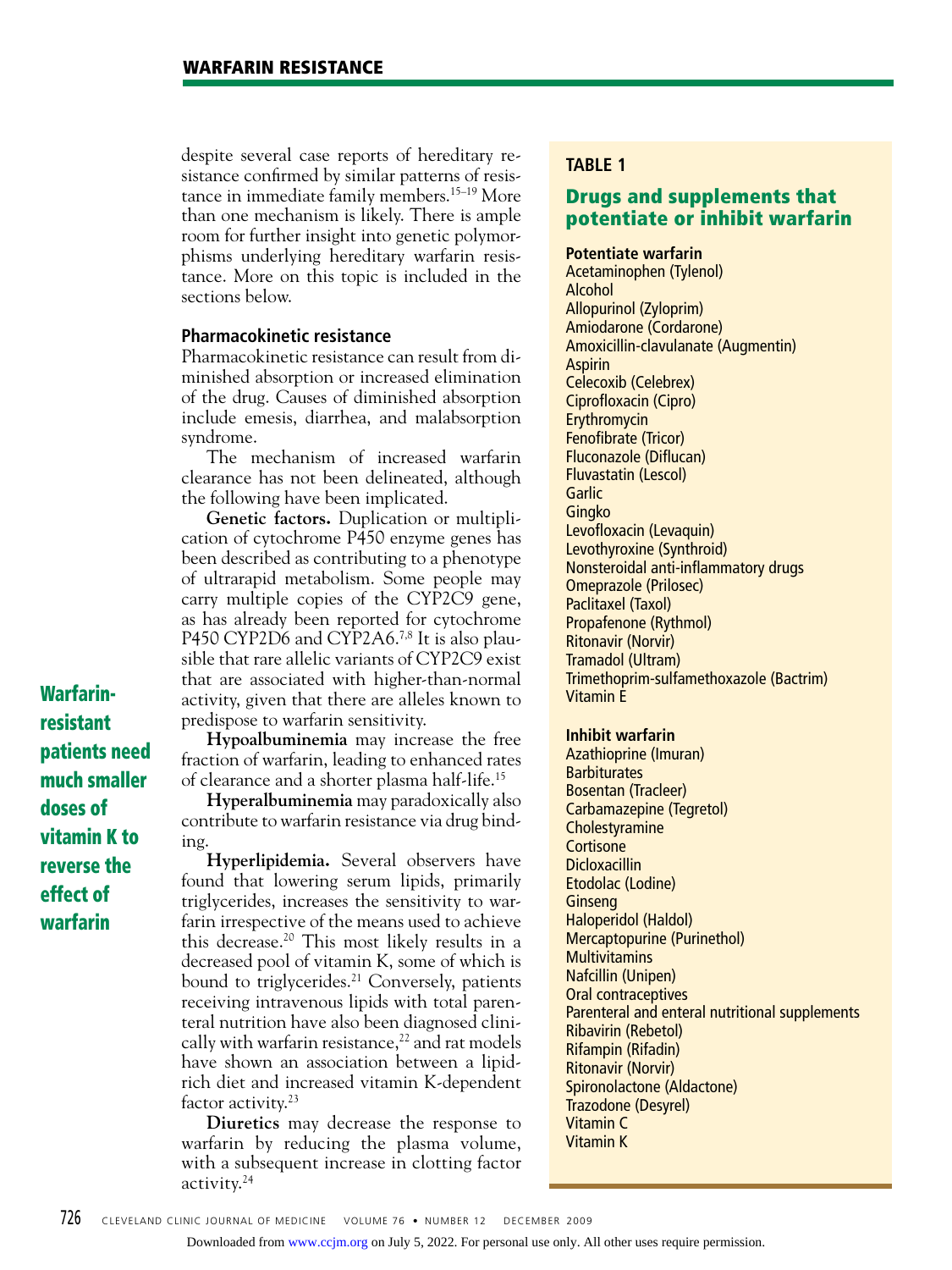despite several case reports of hereditary resistance confirmed by similar patterns of resistance in immediate family members.[15–19] More than one mechanism is likely. There is ample room for further insight into genetic polymorphisms underlying hereditary warfarin resistance. More on this topic is included in the sections below.

### Pharmacokinetic resistance

Pharmacokinetic resistance can result from diminished absorption or increased elimination of the drug. Causes of diminished absorption include emesis, diarrhea, and malabsorption syndrome.

The mechanism of increased warfarin clearance has not been delineated, although the following have been implicated.

**Genetic factors.** Duplication or multiplication of cytochrome P450 enzyme genes has been described as contributing to a phenotype of ultrarapid metabolism. Some people may carry multiple copies of the CYP2C9 gene, as has already been reported for cytochrome P450 CYP2D6 and CYP2A6.[7,8] It is also plausible that rare allelic variants of CYP2C9 exist that are associated with higher-than-normal activity, given that there are alleles known to predispose to warfarin sensitivity.

**Warfarin-resistant patients need much smaller doses of vitamin K to reverse the effect of warfarin**

**Hypoalbuminemia** may increase the free fraction of warfarin, leading to enhanced rates of clearance and a shorter plasma half-life.[15]

**Hyperalbuminemia** may paradoxically also contribute to warfarin resistance via drug binding.

**Hyperlipidemia.** Several observers have found that lowering serum lipids, primarily triglycerides, increases the sensitivity to warfarin irrespective of the means used to achieve this decrease.[20] This most likely results in a decreased pool of vitamin K, some of which is bound to triglycerides.[21] Conversely, patients receiving intravenous lipids with total parenteral nutrition have also been diagnosed clinically with warfarin resistance,[22] and rat models have shown an association between a lipid-rich diet and increased vitamin K-dependent factor activity.[23]

**Diuretics** may decrease the response to warfarin by reducing the plasma volume, with a subsequent increase in clotting factor activity.[24]

**TABLE 1**

**Drugs and supplements that potentiate or inhibit warfarin**

**Potentiate warfarin**
- Acetaminophen (Tylenol)
- Alcohol
- Allopurinol (Zyloprim)
- Amiodarone (Cordarone)
- Amoxicillin-clavulanate (Augmentin)
- Aspirin
- Celecoxib (Celebrex)
- Ciprofloxacin (Cipro)
- Erythromycin
- Fenofibrate (Tricor)
- Fluconazole (Diflucan)
- Fluvastatin (Lescol)
- Garlic
- Gingko
- Levofloxacin (Levaquin)
- Levothyroxine (Synthroid)
- Nonsteroidal anti-inflammatory drugs
- Omeprazole (Prilosec)
- Paclitaxel (Taxol)
- Propafenone (Rythmol)
- Ritonavir (Norvir)
- Tramadol (Ultram)
- Trimethoprim-sulfamethoxazole (Bactrim)
- Vitamin E

**Inhibit warfarin**
- Azathioprine (Imuran)
- Barbiturates
- Bosentan (Tracleer)
- Carbamazepine (Tegretol)
- Cholestyramine
- Cortisone
- Dicloxacillin
- Etodolac (Lodine)
- Ginseng
- Haloperidol (Haldol)
- Mercaptopurine (Purinethol)
- Multivitamins
- Nafcillin (Unipen)
- Oral contraceptives
- Parenteral and enteral nutritional supplements
- Ribavirin (Rebetol)
- Rifampin (Rifadin)
- Ritonavir (Norvir)
- Spironolactone (Aldactone)
- Trazodone (Desyrel)
- Vitamin C
- Vitamin K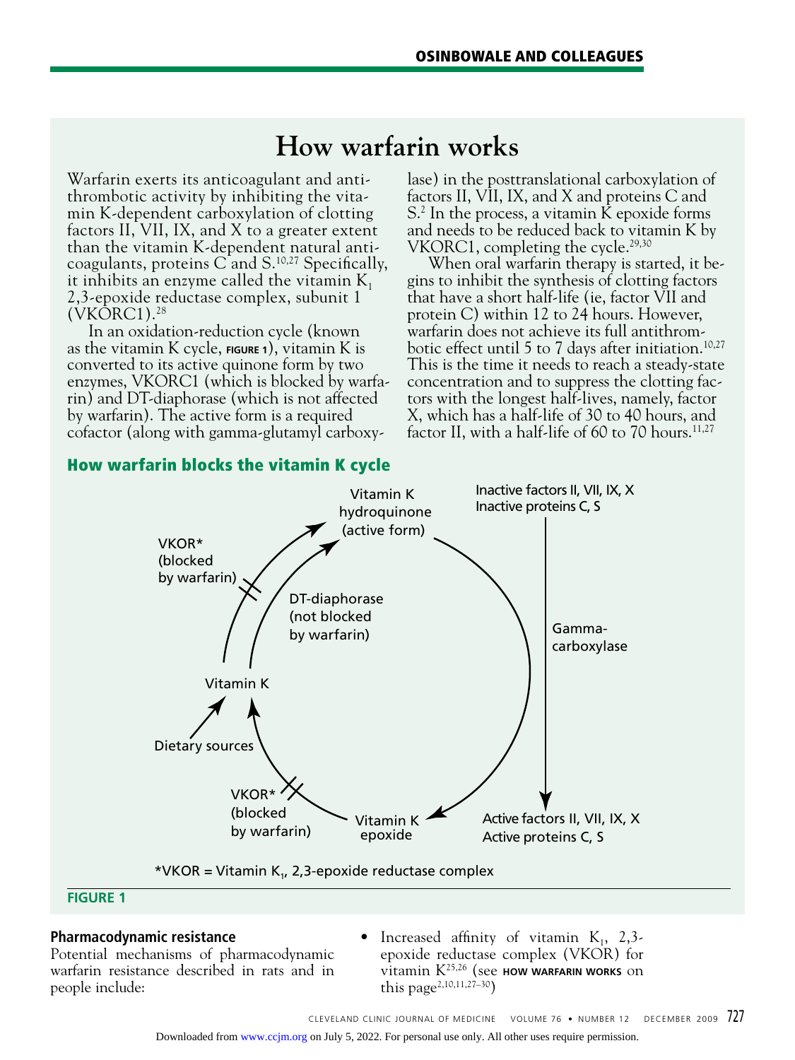## How warfarin works

Warfarin exerts its anticoagulant and antithrombotic activity by inhibiting the vitamin K-dependent carboxylation of clotting factors II, VII, IX, and X to a greater extent than the vitamin K-dependent natural anticoagulants, proteins C and S.[10,27] Specifically, it inhibits an enzyme called the vitamin $K_1$ 2,3-epoxide reductase complex, subunit 1 (VKORC1).[28]

In an oxidation-reduction cycle (known as the vitamin K cycle, **FIGURE 1**), vitamin K is converted to its active quinone form by two enzymes, VKORC1 (which is blocked by warfarin) and DT-diaphorase (which is not affected by warfarin). The active form is a required cofactor (along with gamma-glutamyl carboxylase) in the posttranslational carboxylation of factors II, VII, IX, and X and proteins C and S.[2] In the process, a vitamin K epoxide forms and needs to be reduced back to vitamin K by VKORC1, completing the cycle.[29,30]

When oral warfarin therapy is started, it begins to inhibit the synthesis of clotting factors that have a short half-life (ie, factor VII and protein C) within 12 to 24 hours. However, warfarin does not achieve its full antithrombotic effect until 5 to 7 days after initiation.[10,27] This is the time it needs to reach a steady-state concentration and to suppress the clotting factors with the longest half-lives, namely, factor X, which has a half-life of 30 to 40 hours, and factor II, with a half-life of 60 to 70 hours.[11,27]

### How warfarin blocks the vitamin K cycle

Vitamin K hydroquinone (active form)

Inactive factors II, VII, IX, X
Inactive proteins C, S

VKOR* (blocked by warfarin)

DT-diaphorase (not blocked by warfarin)

Gamma-carboxylase

Vitamin K

Dietary sources

VKOR* (blocked by warfarin)

Vitamin K epoxide

Active factors II, VII, IX, X
Active proteins C, S

*VKOR = Vitamin $K_1$, 2,3-epoxide reductase complex

**FIGURE 1**

### Pharmacodynamic resistance

Potential mechanisms of pharmacodynamic warfarin resistance described in rats and in people include:

- Increased affinity of vitamin $K_1$, 2,3-epoxide reductase complex (VKOR) for vitamin K[25,26] (see **HOW WARFARIN WORKS** on this page[2,10,11,27–30])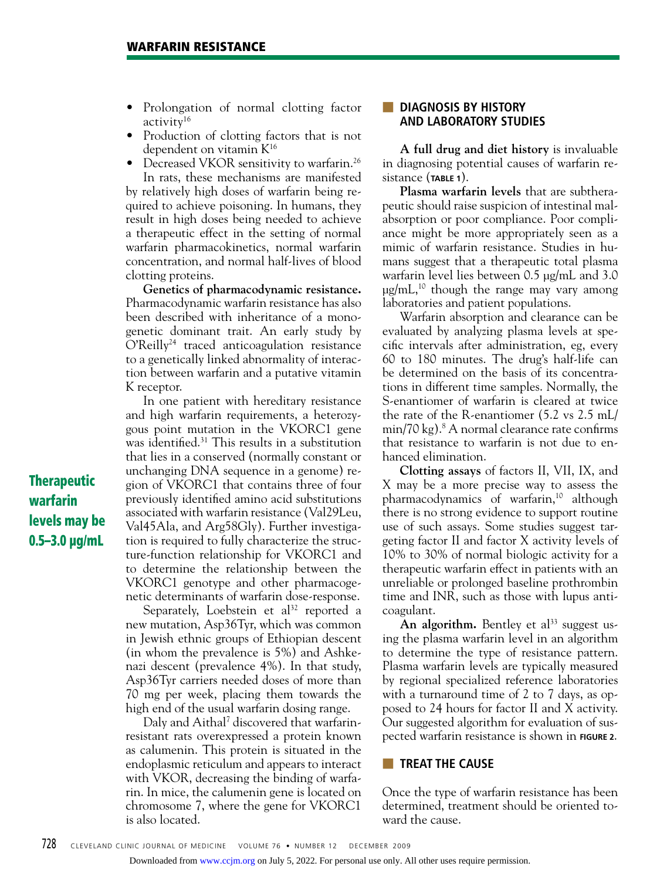- Prolongation of normal clotting factor activity[16]
- Production of clotting factors that is not dependent on vitamin K[16]
- Decreased VKOR sensitivity to warfarin.[26]

In rats, these mechanisms are manifested by relatively high doses of warfarin being required to achieve poisoning. In humans, they result in high doses being needed to achieve a therapeutic effect in the setting of normal warfarin pharmacokinetics, normal warfarin concentration, and normal half-lives of blood clotting proteins.

**Genetics of pharmacodynamic resistance.** Pharmacodynamic warfarin resistance has also been described with inheritance of a monogenetic dominant trait. An early study by O'Reilly[24] traced anticoagulation resistance to a genetically linked abnormality of interaction between warfarin and a putative vitamin K receptor.

In one patient with hereditary resistance and high warfarin requirements, a heterozygous point mutation in the VKORC1 gene was identified.[31] This results in a substitution that lies in a conserved (normally constant or unchanging DNA sequence in a genome) region of VKORC1 that contains three of four previously identified amino acid substitutions associated with warfarin resistance (Val29Leu, Val45Ala, and Arg58Gly). Further investigation is required to fully characterize the structure-function relationship for VKORC1 and to determine the relationship between the VKORC1 genotype and other pharmacogenetic determinants of warfarin dose-response.

**Therapeutic warfarin levels may be 0.5–3.0 µg/mL**

Separately, Loebstein et al[32] reported a new mutation, Asp36Tyr, which was common in Jewish ethnic groups of Ethiopian descent (in whom the prevalence is 5%) and Ashkenazi descent (prevalence 4%). In that study, Asp36Tyr carriers needed doses of more than 70 mg per week, placing them towards the high end of the usual warfarin dosing range.

Daly and Aithal[7] discovered that warfarin-resistant rats overexpressed a protein known as calumenin. This protein is situated in the endoplasmic reticulum and appears to interact with VKOR, decreasing the binding of warfarin. In mice, the calumenin gene is located on chromosome 7, where the gene for VKORC1 is also located.

## DIAGNOSIS BY HISTORY AND LABORATORY STUDIES

**A full drug and diet history** is invaluable in diagnosing potential causes of warfarin resistance (**TABLE 1**).

**Plasma warfarin levels** that are subtherapeutic should raise suspicion of intestinal malabsorption or poor compliance. Poor compliance might be more appropriately seen as a mimic of warfarin resistance. Studies in humans suggest that a therapeutic total plasma warfarin level lies between 0.5 µg/mL and 3.0 µg/mL,[10] though the range may vary among laboratories and patient populations.

Warfarin absorption and clearance can be evaluated by analyzing plasma levels at specific intervals after administration, eg, every 60 to 180 minutes. The drug's half-life can be determined on the basis of its concentrations in different time samples. Normally, the S-enantiomer of warfarin is cleared at twice the rate of the R-enantiomer (5.2 vs 2.5 mL/min/70 kg).[8] A normal clearance rate confirms that resistance to warfarin is not due to enhanced elimination.

**Clotting assays** of factors II, VII, IX, and X may be a more precise way to assess the pharmacodynamics of warfarin,[10] although there is no strong evidence to support routine use of such assays. Some studies suggest targeting factor II and factor X activity levels of 10% to 30% of normal biologic activity for a therapeutic warfarin effect in patients with an unreliable or prolonged baseline prothrombin time and INR, such as those with lupus anticoagulant.

**An algorithm.** Bentley et al[33] suggest using the plasma warfarin level in an algorithm to determine the type of resistance pattern. Plasma warfarin levels are typically measured by regional specialized reference laboratories with a turnaround time of 2 to 7 days, as opposed to 24 hours for factor II and X activity. Our suggested algorithm for evaluation of suspected warfarin resistance is shown in **FIGURE 2**.

## TREAT THE CAUSE

Once the type of warfarin resistance has been determined, treatment should be oriented toward the cause.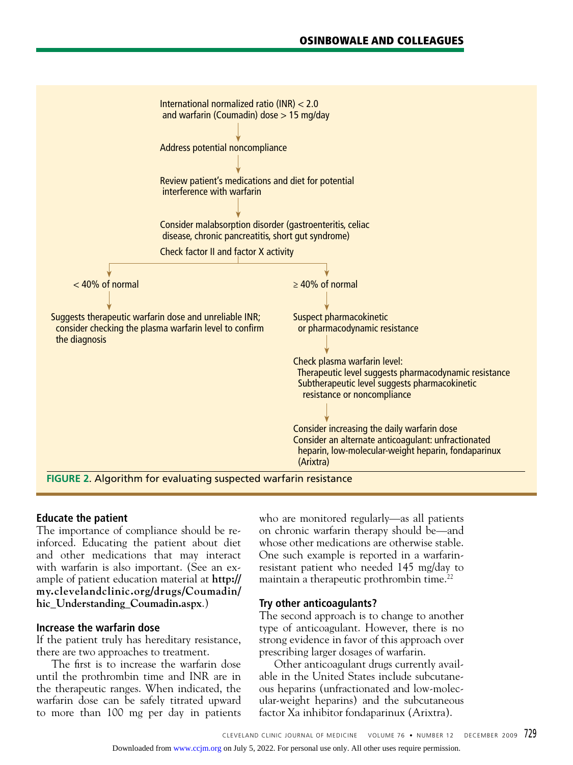International normalized ratio (INR) < 2.0 and warfarin (Coumadin) dose > 15 mg/day

↓

Address potential noncompliance

↓

Review patient's medications and diet for potential interference with warfarin

↓

Consider malabsorption disorder (gastroenteritis, celiac disease, chronic pancreatitis, short gut syndrome)

Check factor II and factor X activity

< 40% of normal

↓

Suggests therapeutic warfarin dose and unreliable INR; consider checking the plasma warfarin level to confirm the diagnosis

≥ 40% of normal

↓

Suspect pharmacokinetic or pharmacodynamic resistance

↓

Check plasma warfarin level:
Therapeutic level suggests pharmacodynamic resistance
Subtherapeutic level suggests pharmacokinetic resistance or noncompliance

↓

Consider increasing the daily warfarin dose
Consider an alternate anticoagulant: unfractionated heparin, low-molecular-weight heparin, fondaparinux (Arixtra)

**FIGURE 2**. Algorithm for evaluating suspected warfarin resistance

### Educate the patient

The importance of compliance should be reinforced. Educating the patient about diet and other medications that may interact with warfarin is also important. (See an example of patient education material at **http://my.clevelandclinic.org/drugs/Coumadin/hic_Understanding_Coumadin.aspx**.)

### Increase the warfarin dose

If the patient truly has hereditary resistance, there are two approaches to treatment.

The first is to increase the warfarin dose until the prothrombin time and INR are in the therapeutic ranges. When indicated, the warfarin dose can be safely titrated upward to more than 100 mg per day in patients who are monitored regularly—as all patients on chronic warfarin therapy should be—and whose other medications are otherwise stable. One such example is reported in a warfarin-resistant patient who needed 145 mg/day to maintain a therapeutic prothrombin time.[22]

### Try other anticoagulants?

The second approach is to change to another type of anticoagulant. However, there is no strong evidence in favor of this approach over prescribing larger dosages of warfarin.

Other anticoagulant drugs currently available in the United States include subcutaneous heparins (unfractionated and low-molecular-weight heparins) and the subcutaneous factor Xa inhibitor fondaparinux (Arixtra).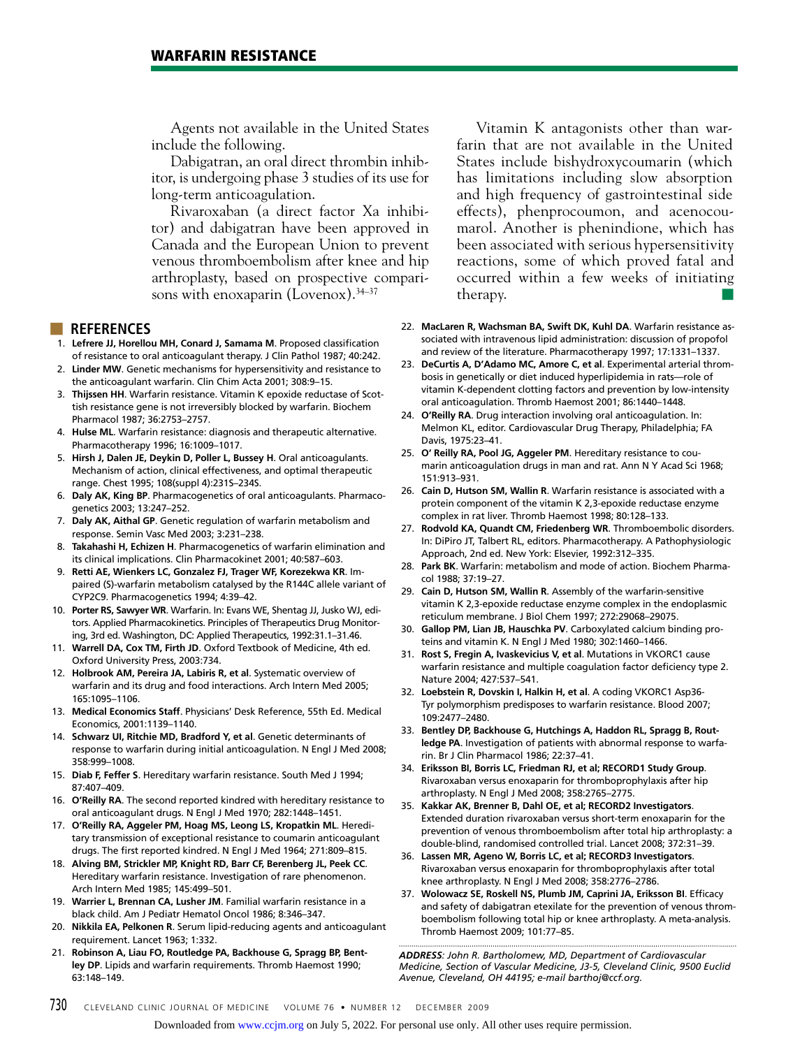Agents not available in the United States include the following.

Dabigatran, an oral direct thrombin inhibitor, is undergoing phase 3 studies of its use for long-term anticoagulation.

Rivaroxaban (a direct factor Xa inhibitor) and dabigatran have been approved in Canada and the European Union to prevent venous thromboembolism after knee and hip arthroplasty, based on prospective comparisons with enoxaparin (Lovenox).[34–37]

Vitamin K antagonists other than warfarin that are not available in the United States include bishydroxycoumarin (which has limitations including slow absorption and high frequency of gastrointestinal side effects), phenprocoumon, and acenocoumarol. Another is phenindione, which has been associated with serious hypersensitivity reactions, some of which proved fatal and occurred within a few weeks of initiating therapy.

## REFERENCES

1. **Lefrere JJ, Horellou MH, Conard J, Samama M**. Proposed classification of resistance to oral anticoagulant therapy. J Clin Pathol 1987; 40:242.
2. **Linder MW**. Genetic mechanisms for hypersensitivity and resistance to the anticoagulant warfarin. Clin Chim Acta 2001; 308:9–15.
3. **Thijssen HH**. Warfarin resistance. Vitamin K epoxide reductase of Scottish resistance gene is not irreversibly blocked by warfarin. Biochem Pharmacol 1987; 36:2753–2757.
4. **Hulse ML**. Warfarin resistance: diagnosis and therapeutic alternative. Pharmacotherapy 1996; 16:1009–1017.
5. **Hirsh J, Dalen JE, Deykin D, Poller L, Bussey H**. Oral anticoagulants. Mechanism of action, clinical effectiveness, and optimal therapeutic range. Chest 1995; 108(suppl 4):231S–234S.
6. **Daly AK, King BP**. Pharmacogenetics of oral anticoagulants. Pharmacogenetics 2003; 13:247–252.
7. **Daly AK, Aithal GP**. Genetic regulation of warfarin metabolism and response. Semin Vasc Med 2003; 3:231–238.
8. **Takahashi H, Echizen H**. Pharmacogenetics of warfarin elimination and its clinical implications. Clin Pharmacokinet 2001; 40:587–603.
9. **Retti AE, Wienkers LC, Gonzalez FJ, Trager WF, Korezekwa KR**. Impaired (S)-warfarin metabolism catalysed by the R144C allele variant of CYP2C9. Pharmacogenetics 1994; 4:39–42.
10. **Porter RS, Sawyer WR**. Warfarin. In: Evans WE, Shentag JJ, Jusko WJ, editors. Applied Pharmacokinetics. Principles of Therapeutics Drug Monitoring, 3rd ed. Washington, DC: Applied Therapeutics, 1992:31.1–31.46.
11. **Warrell DA, Cox TM, Firth JD**. Oxford Textbook of Medicine, 4th ed. Oxford University Press, 2003:734.
12. **Holbrook AM, Pereira JA, Labiris R, et al**. Systematic overview of warfarin and its drug and food interactions. Arch Intern Med 2005; 165:1095–1106.
13. **Medical Economics Staff**. Physicians' Desk Reference, 55th Ed. Medical Economics, 2001:1139–1140.
14. **Schwarz UI, Ritchie MD, Bradford Y, et al**. Genetic determinants of response to warfarin during initial anticoagulation. N Engl J Med 2008; 358:999–1008.
15. **Diab F, Feffer S**. Hereditary warfarin resistance. South Med J 1994; 87:407–409.
16. **O'Reilly RA**. The second reported kindred with hereditary resistance to oral anticoagulant drugs. N Engl J Med 1970; 282:1448–1451.
17. **O'Reilly RA, Aggeler PM, Hoag MS, Leong LS, Kropatkin ML**. Hereditary transmission of exceptional resistance to coumarin anticoagulant drugs. The first reported kindred. N Engl J Med 1964; 271:809–815.
18. **Alving BM, Strickler MP, Knight RD, Barr CF, Berenberg JL, Peek CC**. Hereditary warfarin resistance. Investigation of rare phenomenon. Arch Intern Med 1985; 145:499–501.
19. **Warrier L, Brennan CA, Lusher JM**. Familial warfarin resistance in a black child. Am J Pediatr Hematol Oncol 1986; 8:346–347.
20. **Nikkila EA, Pelkonen R**. Serum lipid-reducing agents and anticoagulant requirement. Lancet 1963; 1:332.
21. **Robinson A, Liau FO, Routledge PA, Backhouse G, Spragg BP, Bentley DP**. Lipids and warfarin requirements. Thromb Haemost 1990; 63:148–149.
22. **MacLaren R, Wachsman BA, Swift DK, Kuhl DA**. Warfarin resistance associated with intravenous lipid administration: discussion of propofol and review of the literature. Pharmacotherapy 1997; 17:1331–1337.
23. **DeCurtis A, D'Adamo MC, Amore C, et al**. Experimental arterial thrombosis in genetically or diet induced hyperlipidemia in rats—role of vitamin K-dependent clotting factors and prevention by low-intensity oral anticoagulation. Thromb Haemost 2001; 86:1440–1448.
24. **O'Reilly RA**. Drug interaction involving oral anticoagulation. In: Melmon KL, editor. Cardiovascular Drug Therapy, Philadelphia; FA Davis, 1975:23–41.
25. **O' Reilly RA, Pool JG, Aggeler PM**. Hereditary resistance to coumarin anticoagulation drugs in man and rat. Ann N Y Acad Sci 1968; 151:913–931.
26. **Cain D, Hutson SM, Wallin R**. Warfarin resistance is associated with a protein component of the vitamin K 2,3-epoxide reductase enzyme complex in rat liver. Thromb Haemost 1998; 80:128–133.
27. **Rodvold KA, Quandt CM, Friedenberg WR**. Thromboembolic disorders. In: DiPiro JT, Talbert RL, editors. Pharmacotherapy. A Pathophysiologic Approach, 2nd ed. New York: Elsevier, 1992:312–335.
28. **Park BK**. Warfarin: metabolism and mode of action. Biochem Pharmacol 1988; 37:19–27.
29. **Cain D, Hutson SM, Wallin R**. Assembly of the warfarin-sensitive vitamin K 2,3-epoxide reductase enzyme complex in the endoplasmic reticulum membrane. J Biol Chem 1997; 272:29068–29075.
30. **Gallop PM, Lian JB, Hauschka PV**. Carboxylated calcium binding proteins and vitamin K. N Engl J Med 1980; 302:1460–1466.
31. **Rost S, Fregin A, Ivaskevicius V, et al**. Mutations in VKORC1 cause warfarin resistance and multiple coagulation factor deficiency type 2. Nature 2004; 427:537–541.
32. **Loebstein R, Dovskin I, Halkin H, et al**. A coding VKORC1 Asp36-Tyr polymorphism predisposes to warfarin resistance. Blood 2007; 109:2477–2480.
33. **Bentley DP, Backhouse G, Hutchings A, Haddon RL, Spragg B, Routledge PA**. Investigation of patients with abnormal response to warfarin. Br J Clin Pharmacol 1986; 22:37–41.
34. **Eriksson BI, Borris LC, Friedman RJ, et al; RECORD1 Study Group**. Rivaroxaban versus enoxaparin for thromboprophylaxis after hip arthroplasty. N Engl J Med 2008; 358:2765–2775.
35. **Kakkar AK, Brenner B, Dahl OE, et al; RECORD2 Investigators**. Extended duration rivaroxaban versus short-term enoxaparin for the prevention of venous thromboembolism after total hip arthroplasty: a double-blind, randomised controlled trial. Lancet 2008; 372:31–39.
36. **Lassen MR, Ageno W, Borris LC, et al; RECORD3 Investigators**. Rivaroxaban versus enoxaparin for thromboprophylaxis after total knee arthroplasty. N Engl J Med 2008; 358:2776–2786.
37. **Wolowacz SE, Roskell NS, Plumb JM, Caprini JA, Eriksson BI**. Efficacy and safety of dabigatran etexilate for the prevention of venous thromboembolism following total hip or knee arthroplasty. A meta-analysis. Thromb Haemost 2009; 101:77–85.

*ADDRESS: John R. Bartholomew, MD, Department of Cardiovascular Medicine, Section of Vascular Medicine, J3-5, Cleveland Clinic, 9500 Euclid Avenue, Cleveland, OH 44195; e-mail barthoj@ccf.org.*